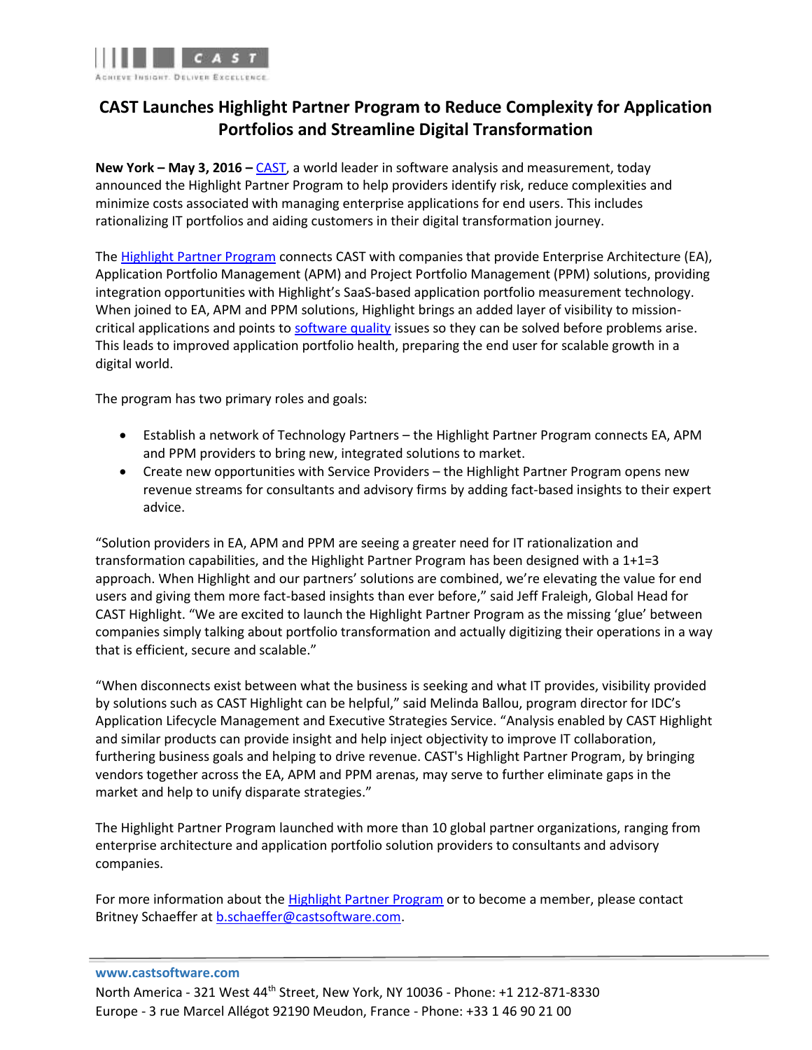# CAST Launches Highlight Partner Program to Reduce Complexity for Application Portfolios and Streamline Digital Transformation

**New York – May 3, 2016 –** CAST, a world leader in software analysis and measurement, today announced the Highlight Partner Program to help providers identify risk, reduce complexities and minimize costs associated with managing enterprise applications for end users. This includes rationalizing IT portfolios and aiding customers in their digital transformation journey.

The Highlight Partner Program connects CAST with companies that provide Enterprise Architecture (EA), Application Portfolio Management (APM) and Project Portfolio Management (PPM) solutions, providing integration opportunities with Highlight's SaaS-based application portfolio measurement technology. When joined to EA, APM and PPM solutions, Highlight brings an added layer of visibility to mission-critical applications and points to software quality issues so they can be solved before problems arise. This leads to improved application portfolio health, preparing the end user for scalable growth in a digital world.

The program has two primary roles and goals:

- Establish a network of Technology Partners – the Highlight Partner Program connects EA, APM and PPM providers to bring new, integrated solutions to market.
- Create new opportunities with Service Providers – the Highlight Partner Program opens new revenue streams for consultants and advisory firms by adding fact-based insights to their expert advice.

"Solution providers in EA, APM and PPM are seeing a greater need for IT rationalization and transformation capabilities, and the Highlight Partner Program has been designed with a 1+1=3 approach. When Highlight and our partners' solutions are combined, we're elevating the value for end users and giving them more fact-based insights than ever before," said Jeff Fraleigh, Global Head for CAST Highlight. "We are excited to launch the Highlight Partner Program as the missing 'glue' between companies simply talking about portfolio transformation and actually digitizing their operations in a way that is efficient, secure and scalable."

"When disconnects exist between what the business is seeking and what IT provides, visibility provided by solutions such as CAST Highlight can be helpful," said Melinda Ballou, program director for IDC's Application Lifecycle Management and Executive Strategies Service. "Analysis enabled by CAST Highlight and similar products can provide insight and help inject objectivity to improve IT collaboration, furthering business goals and helping to drive revenue. CAST's Highlight Partner Program, by bringing vendors together across the EA, APM and PPM arenas, may serve to further eliminate gaps in the market and help to unify disparate strategies."

The Highlight Partner Program launched with more than 10 global partner organizations, ranging from enterprise architecture and application portfolio solution providers to consultants and advisory companies.

For more information about the Highlight Partner Program or to become a member, please contact Britney Schaeffer at b.schaeffer@castsoftware.com.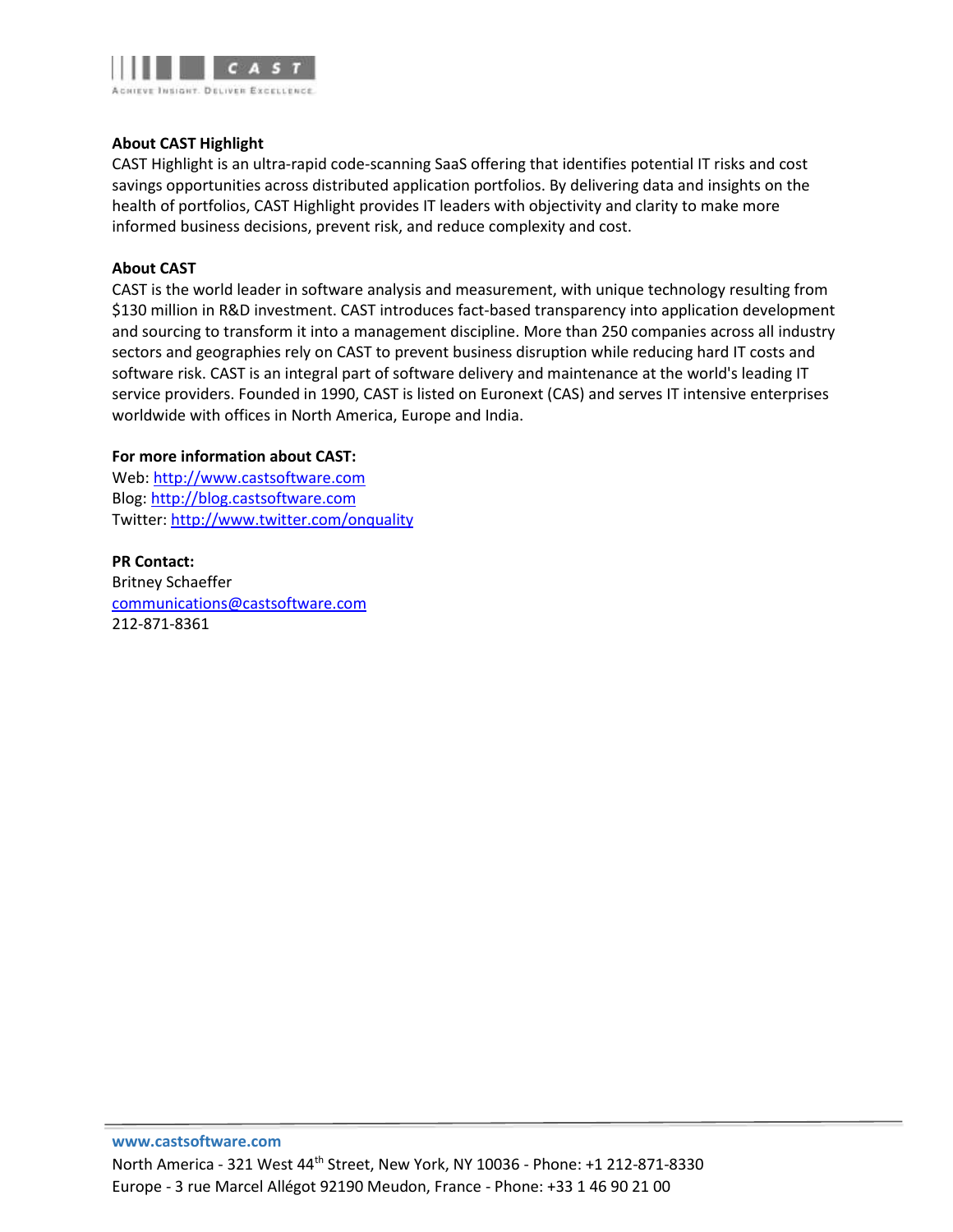**About CAST Highlight**

CAST Highlight is an ultra-rapid code-scanning SaaS offering that identifies potential IT risks and cost savings opportunities across distributed application portfolios. By delivering data and insights on the health of portfolios, CAST Highlight provides IT leaders with objectivity and clarity to make more informed business decisions, prevent risk, and reduce complexity and cost.

**About CAST**

CAST is the world leader in software analysis and measurement, with unique technology resulting from $130 million in R&D investment. CAST introduces fact-based transparency into application development and sourcing to transform it into a management discipline. More than 250 companies across all industry sectors and geographies rely on CAST to prevent business disruption while reducing hard IT costs and software risk. CAST is an integral part of software delivery and maintenance at the world's leading IT service providers. Founded in 1990, CAST is listed on Euronext (CAS) and serves IT intensive enterprises worldwide with offices in North America, Europe and India.

**For more information about CAST:**

Web: http://www.castsoftware.com
Blog: http://blog.castsoftware.com
Twitter: http://www.twitter.com/onquality

**PR Contact:**

Britney Schaeffer
communications@castsoftware.com
212-871-8361

**www.castsoftware.com**

North America - 321 West 44th Street, New York, NY 10036 - Phone: +1 212-871-8330
Europe - 3 rue Marcel Allégot 92190 Meudon, France - Phone: +33 1 46 90 21 00